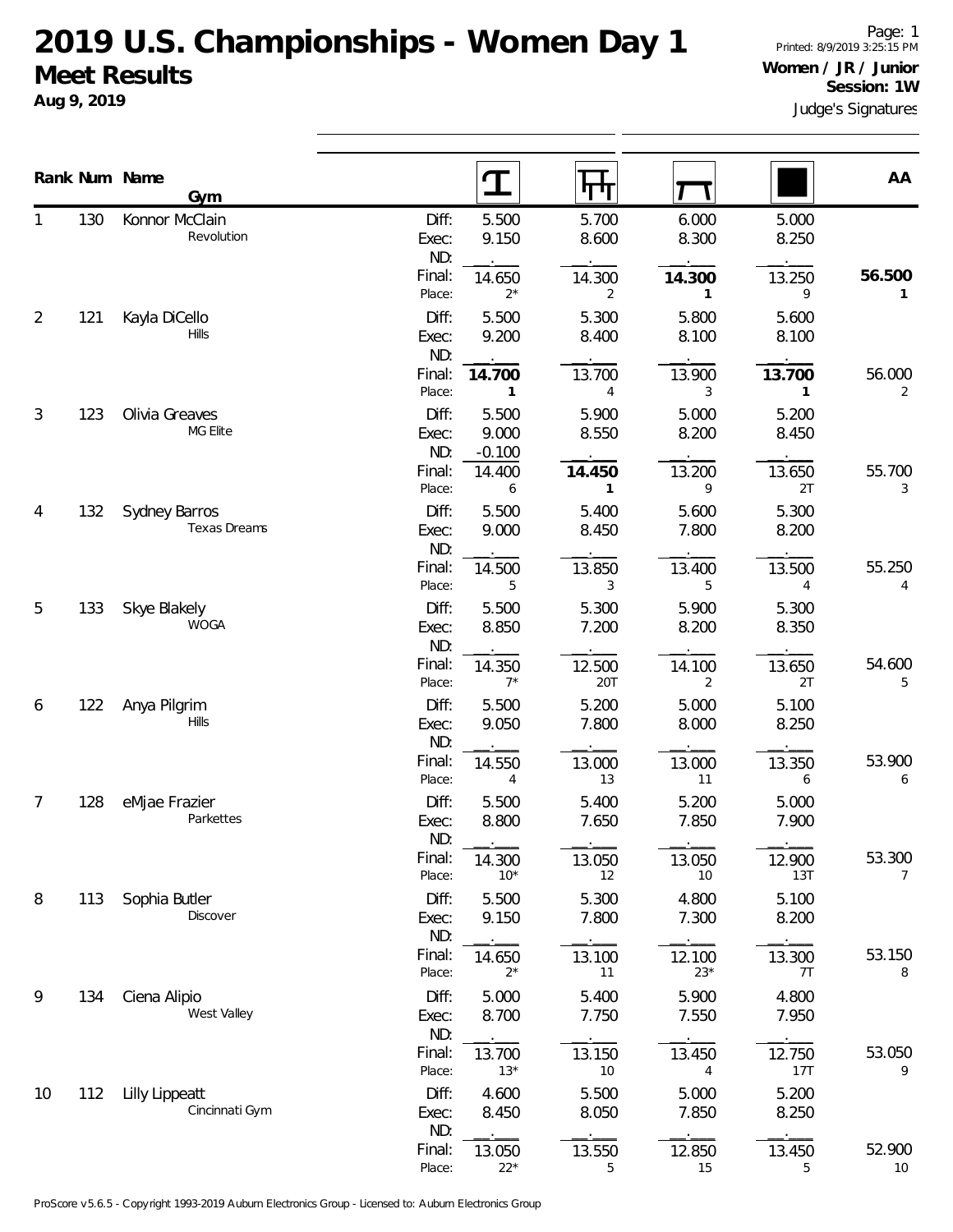# 2019 U.S. Championships - Women Day 1

## Meet Results

**Aug 9, 2019**

Page: 1
Printed: 8/9/2019 3:25:15 PM

**Women / JR / Junior**
**Session: 1W**

Judge's Signatures

| Rank | Num | Name / Gym | | Vault | Uneven Bars | Balance Beam | Floor | AA |
|---|---|---|---|---|---|---|---|---|
| 1 | 130 | Konnor McClain<br>Revolution | Diff: | 5.500 | 5.700 | 6.000 | 5.000 | |
| | | | Exec: | 9.150 | 8.600 | 8.300 | 8.250 | |
| | | | ND: | | | | | |
| | | | Final: | 14.650 | 14.300 | **14.300** | 13.250 | **56.500** |
| | | | Place: | 2* | 2 | **1** | 9 | **1** |
| 2 | 121 | Kayla DiCello<br>Hills | Diff: | 5.500 | 5.300 | 5.800 | 5.600 | |
| | | | Exec: | 9.200 | 8.400 | 8.100 | 8.100 | |
| | | | ND: | | | | | |
| | | | Final: | **14.700** | 13.700 | 13.900 | **13.700** | 56.000 |
| | | | Place: | **1** | 4 | 3 | **1** | 2 |
| 3 | 123 | Olivia Greaves<br>MG Elite | Diff: | 5.500 | 5.900 | 5.000 | 5.200 | |
| | | | Exec: | 9.000 | 8.550 | 8.200 | 8.450 | |
| | | | ND: | -0.100 | | | | |
| | | | Final: | 14.400 | **14.450** | 13.200 | 13.650 | 55.700 |
| | | | Place: | 6 | **1** | 9 | 2T | 3 |
| 4 | 132 | Sydney Barros<br>Texas Dreams | Diff: | 5.500 | 5.400 | 5.600 | 5.300 | |
| | | | Exec: | 9.000 | 8.450 | 7.800 | 8.200 | |
| | | | ND: | | | | | |
| | | | Final: | 14.500 | 13.850 | 13.400 | 13.500 | 55.250 |
| | | | Place: | 5 | 3 | 5 | 4 | 4 |
| 5 | 133 | Skye Blakely<br>WOGA | Diff: | 5.500 | 5.300 | 5.900 | 5.300 | |
| | | | Exec: | 8.850 | 7.200 | 8.200 | 8.350 | |
| | | | ND: | | | | | |
| | | | Final: | 14.350 | 12.500 | 14.100 | 13.650 | 54.600 |
| | | | Place: | 7* | 20T | 2 | 2T | 5 |
| 6 | 122 | Anya Pilgrim<br>Hills | Diff: | 5.500 | 5.200 | 5.000 | 5.100 | |
| | | | Exec: | 9.050 | 7.800 | 8.000 | 8.250 | |
| | | | ND: | | | | | |
| | | | Final: | 14.550 | 13.000 | 13.000 | 13.350 | 53.900 |
| | | | Place: | 4 | 13 | 11 | 6 | 6 |
| 7 | 128 | eMjae Frazier<br>Parkettes | Diff: | 5.500 | 5.400 | 5.200 | 5.000 | |
| | | | Exec: | 8.800 | 7.650 | 7.850 | 7.900 | |
| | | | ND: | | | | | |
| | | | Final: | 14.300 | 13.050 | 13.050 | 12.900 | 53.300 |
| | | | Place: | 10* | 12 | 10 | 13T | 7 |
| 8 | 113 | Sophia Butler<br>Discover | Diff: | 5.500 | 5.300 | 4.800 | 5.100 | |
| | | | Exec: | 9.150 | 7.800 | 7.300 | 8.200 | |
| | | | ND: | | | | | |
| | | | Final: | 14.650 | 13.100 | 12.100 | 13.300 | 53.150 |
| | | | Place: | 2* | 11 | 23* | 7T | 8 |
| 9 | 134 | Ciena Alipio<br>West Valley | Diff: | 5.000 | 5.400 | 5.900 | 4.800 | |
| | | | Exec: | 8.700 | 7.750 | 7.550 | 7.950 | |
| | | | ND: | | | | | |
| | | | Final: | 13.700 | 13.150 | 13.450 | 12.750 | 53.050 |
| | | | Place: | 13* | 10 | 4 | 17T | 9 |
| 10 | 112 | Lilly Lippeatt<br>Cincinnati Gym | Diff: | 4.600 | 5.500 | 5.000 | 5.200 | |
| | | | Exec: | 8.450 | 8.050 | 7.850 | 8.250 | |
| | | | ND: | | | | | |
| | | | Final: | 13.050 | 13.550 | 12.850 | 13.450 | 52.900 |
| | | | Place: | 22* | 5 | 15 | 5 | 10 |

ProScore v5.6.5 - Copyright 1993-2019 Auburn Electronics Group - Licensed to: Auburn Electronics Group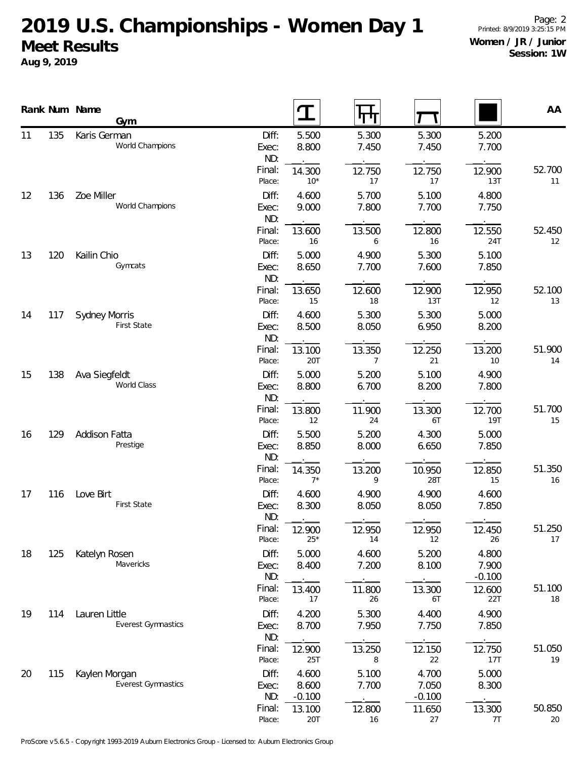# 2019 U.S. Championships - Women Day 1

## Meet Results

**Aug 9, 2019**

Page: 2
Printed: 8/9/2019 3:25:15 PM
**Women / JR / Junior**
**Session: 1W**

| Rank | Num | Name / Gym | | Vault | Uneven Bars | Balance Beam | Floor | AA |
|---|---|---|---|---|---|---|---|---|
| 11 | 135 | Karis German<br>World Champions | Diff: | 5.500 | 5.300 | 5.300 | 5.200 | |
| | | | Exec: | 8.800 | 7.450 | 7.450 | 7.700 | |
| | | | ND: | | | | | |
| | | | Final: | 14.300 | 12.750 | 12.750 | 12.900 | 52.700 |
| | | | Place: | 10* | 17 | 17 | 13T | 11 |
| 12 | 136 | Zoe Miller<br>World Champions | Diff: | 4.600 | 5.700 | 5.100 | 4.800 | |
| | | | Exec: | 9.000 | 7.800 | 7.700 | 7.750 | |
| | | | ND: | | | | | |
| | | | Final: | 13.600 | 13.500 | 12.800 | 12.550 | 52.450 |
| | | | Place: | 16 | 6 | 16 | 24T | 12 |
| 13 | 120 | Kailin Chio<br>Gymcats | Diff: | 5.000 | 4.900 | 5.300 | 5.100 | |
| | | | Exec: | 8.650 | 7.700 | 7.600 | 7.850 | |
| | | | ND: | | | | | |
| | | | Final: | 13.650 | 12.600 | 12.900 | 12.950 | 52.100 |
| | | | Place: | 15 | 18 | 13T | 12 | 13 |
| 14 | 117 | Sydney Morris<br>First State | Diff: | 4.600 | 5.300 | 5.300 | 5.000 | |
| | | | Exec: | 8.500 | 8.050 | 6.950 | 8.200 | |
| | | | ND: | | | | | |
| | | | Final: | 13.100 | 13.350 | 12.250 | 13.200 | 51.900 |
| | | | Place: | 20T | 7 | 21 | 10 | 14 |
| 15 | 138 | Ava Siegfeldt<br>World Class | Diff: | 5.000 | 5.200 | 5.100 | 4.900 | |
| | | | Exec: | 8.800 | 6.700 | 8.200 | 7.800 | |
| | | | ND: | | | | | |
| | | | Final: | 13.800 | 11.900 | 13.300 | 12.700 | 51.700 |
| | | | Place: | 12 | 24 | 6T | 19T | 15 |
| 16 | 129 | Addison Fatta<br>Prestige | Diff: | 5.500 | 5.200 | 4.300 | 5.000 | |
| | | | Exec: | 8.850 | 8.000 | 6.650 | 7.850 | |
| | | | ND: | | | | | |
| | | | Final: | 14.350 | 13.200 | 10.950 | 12.850 | 51.350 |
| | | | Place: | 7* | 9 | 28T | 15 | 16 |
| 17 | 116 | Love Birt<br>First State | Diff: | 4.600 | 4.900 | 4.900 | 4.600 | |
| | | | Exec: | 8.300 | 8.050 | 8.050 | 7.850 | |
| | | | ND: | | | | | |
| | | | Final: | 12.900 | 12.950 | 12.950 | 12.450 | 51.250 |
| | | | Place: | 25* | 14 | 12 | 26 | 17 |
| 18 | 125 | Katelyn Rosen<br>Mavericks | Diff: | 5.000 | 4.600 | 5.200 | 4.800 | |
| | | | Exec: | 8.400 | 7.200 | 8.100 | 7.900 | |
| | | | ND: | | | | -0.100 | |
| | | | Final: | 13.400 | 11.800 | 13.300 | 12.600 | 51.100 |
| | | | Place: | 17 | 26 | 6T | 22T | 18 |
| 19 | 114 | Lauren Little<br>Everest Gymnastics | Diff: | 4.200 | 5.300 | 4.400 | 4.900 | |
| | | | Exec: | 8.700 | 7.950 | 7.750 | 7.850 | |
| | | | ND: | | | | | |
| | | | Final: | 12.900 | 13.250 | 12.150 | 12.750 | 51.050 |
| | | | Place: | 25T | 8 | 22 | 17T | 19 |
| 20 | 115 | Kaylen Morgan<br>Everest Gymnastics | Diff: | 4.600 | 5.100 | 4.700 | 5.000 | |
| | | | Exec: | 8.600 | 7.700 | 7.050 | 8.300 | |
| | | | ND: | -0.100 | | -0.100 | | |
| | | | Final: | 13.100 | 12.800 | 11.650 | 13.300 | 50.850 |
| | | | Place: | 20T | 16 | 27 | 7T | 20 |

ProScore v5.6.5 - Copyright 1993-2019 Auburn Electronics Group - Licensed to: Auburn Electronics Group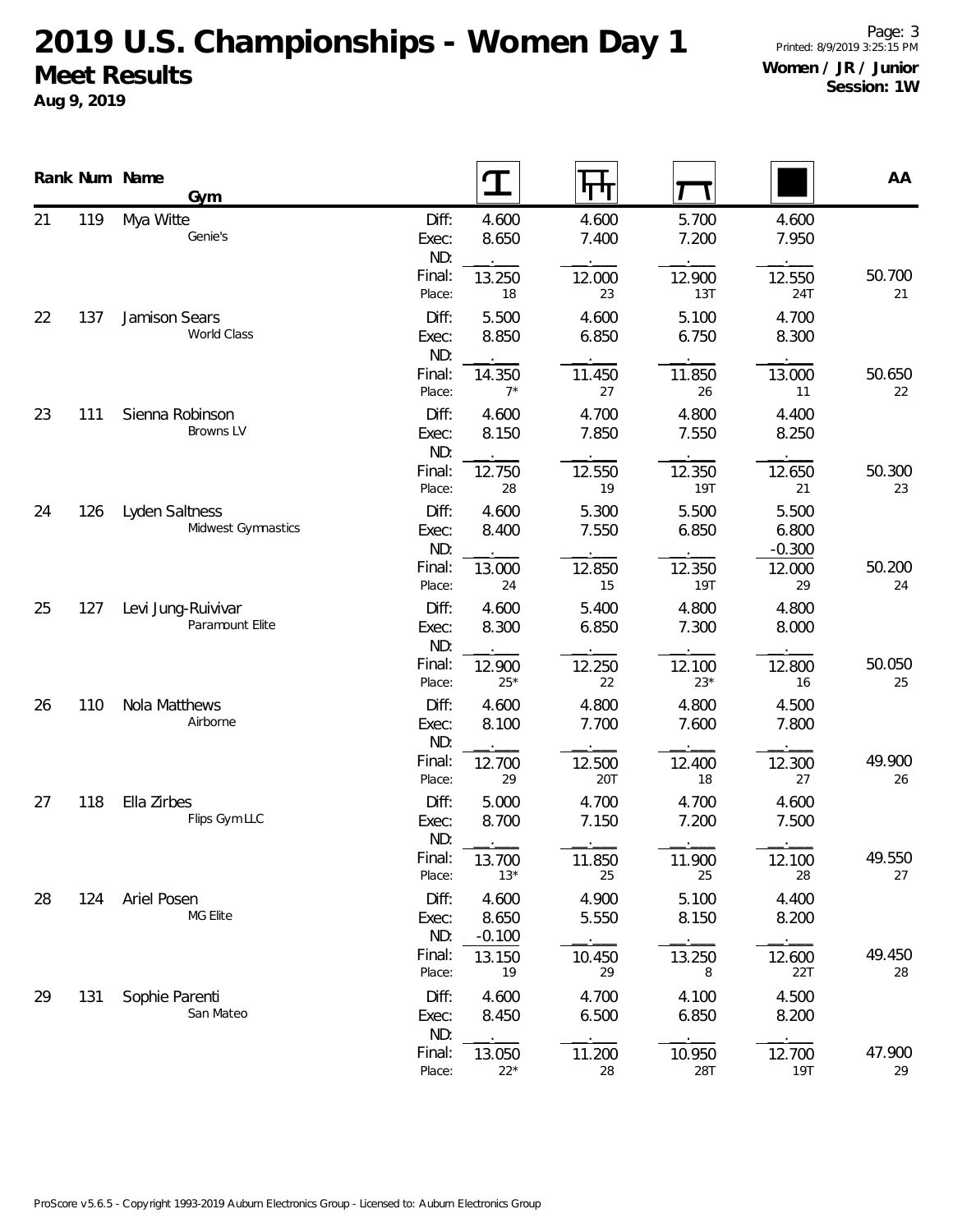# 2019 U.S. Championships - Women Day 1

## Meet Results

**Aug 9, 2019**

**Women / JR / Junior**
**Session: 1W**

| Rank | Num | Name / Gym | | Vault | Bars | Beam | Floor | AA |
|---|---|---|---|---|---|---|---|---|
| 21 | 119 | Mya Witte | Diff: | 4.600 | 4.600 | 5.700 | 4.600 | |
| | | Genie's | Exec: | 8.650 | 7.400 | 7.200 | 7.950 | |
| | | | ND: | | | | | |
| | | | Final: | 13.250 | 12.000 | 12.900 | 12.550 | 50.700 |
| | | | Place: | 18 | 23 | 13T | 24T | 21 |
| 22 | 137 | Jamison Sears | Diff: | 5.500 | 4.600 | 5.100 | 4.700 | |
| | | World Class | Exec: | 8.850 | 6.850 | 6.750 | 8.300 | |
| | | | ND: | | | | | |
| | | | Final: | 14.350 | 11.450 | 11.850 | 13.000 | 50.650 |
| | | | Place: | 7* | 27 | 26 | 11 | 22 |
| 23 | 111 | Sienna Robinson | Diff: | 4.600 | 4.700 | 4.800 | 4.400 | |
| | | Browns LV | Exec: | 8.150 | 7.850 | 7.550 | 8.250 | |
| | | | ND: | | | | | |
| | | | Final: | 12.750 | 12.550 | 12.350 | 12.650 | 50.300 |
| | | | Place: | 28 | 19 | 19T | 21 | 23 |
| 24 | 126 | Lyden Saltness | Diff: | 4.600 | 5.300 | 5.500 | 5.500 | |
| | | Midwest Gymnastics | Exec: | 8.400 | 7.550 | 6.850 | 6.800 | |
| | | | ND: | | | | -0.300 | |
| | | | Final: | 13.000 | 12.850 | 12.350 | 12.000 | 50.200 |
| | | | Place: | 24 | 15 | 19T | 29 | 24 |
| 25 | 127 | Levi Jung-Ruivivar | Diff: | 4.600 | 5.400 | 4.800 | 4.800 | |
| | | Paramount Elite | Exec: | 8.300 | 6.850 | 7.300 | 8.000 | |
| | | | ND: | | | | | |
| | | | Final: | 12.900 | 12.250 | 12.100 | 12.800 | 50.050 |
| | | | Place: | 25* | 22 | 23* | 16 | 25 |
| 26 | 110 | Nola Matthews | Diff: | 4.600 | 4.800 | 4.800 | 4.500 | |
| | | Airborne | Exec: | 8.100 | 7.700 | 7.600 | 7.800 | |
| | | | ND: | | | | | |
| | | | Final: | 12.700 | 12.500 | 12.400 | 12.300 | 49.900 |
| | | | Place: | 29 | 20T | 18 | 27 | 26 |
| 27 | 118 | Ella Zirbes | Diff: | 5.000 | 4.700 | 4.700 | 4.600 | |
| | | Flips Gym LLC | Exec: | 8.700 | 7.150 | 7.200 | 7.500 | |
| | | | ND: | | | | | |
| | | | Final: | 13.700 | 11.850 | 11.900 | 12.100 | 49.550 |
| | | | Place: | 13* | 25 | 25 | 28 | 27 |
| 28 | 124 | Ariel Posen | Diff: | 4.600 | 4.900 | 5.100 | 4.400 | |
| | | MG Elite | Exec: | 8.650 | 5.550 | 8.150 | 8.200 | |
| | | | ND: | -0.100 | | | | |
| | | | Final: | 13.150 | 10.450 | 13.250 | 12.600 | 49.450 |
| | | | Place: | 19 | 29 | 8 | 22T | 28 |
| 29 | 131 | Sophie Parenti | Diff: | 4.600 | 4.700 | 4.100 | 4.500 | |
| | | San Mateo | Exec: | 8.450 | 6.500 | 6.850 | 8.200 | |
| | | | ND: | | | | | |
| | | | Final: | 13.050 | 11.200 | 10.950 | 12.700 | 47.900 |
| | | | Place: | 22* | 28 | 28T | 19T | 29 |

ProScore v5.6.5 - Copyright 1993-2019 Auburn Electronics Group - Licensed to: Auburn Electronics Group